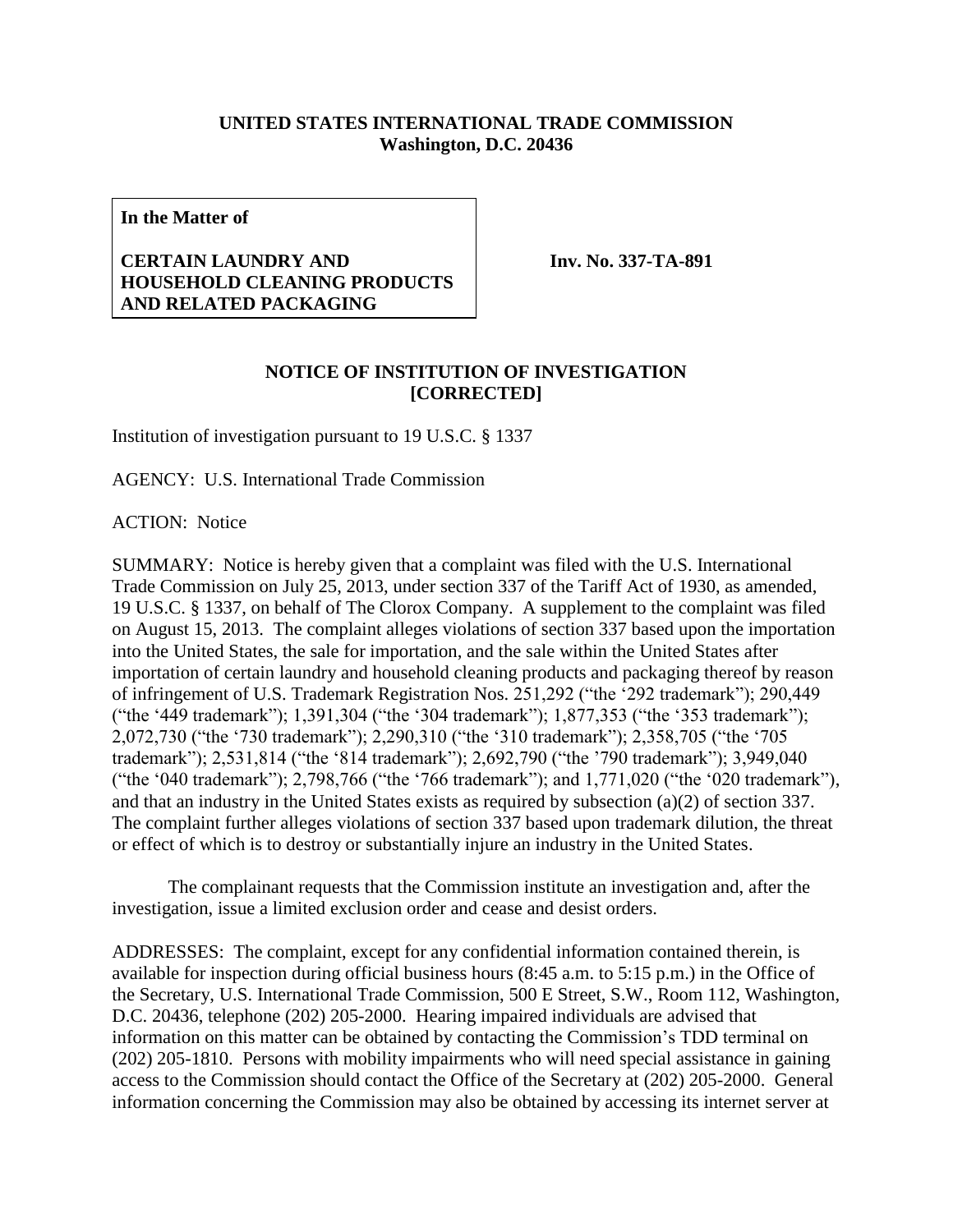**UNITED STATES INTERNATIONAL TRADE COMMISSION**
**Washington, D.C. 20436**

**In the Matter of**

**CERTAIN LAUNDRY AND HOUSEHOLD CLEANING PRODUCTS AND RELATED PACKAGING**

**Inv. No. 337-TA-891**

## NOTICE OF INSTITUTION OF INVESTIGATION [CORRECTED]

Institution of investigation pursuant to 19 U.S.C. § 1337

AGENCY: U.S. International Trade Commission

ACTION: Notice

SUMMARY: Notice is hereby given that a complaint was filed with the U.S. International Trade Commission on July 25, 2013, under section 337 of the Tariff Act of 1930, as amended, 19 U.S.C. § 1337, on behalf of The Clorox Company. A supplement to the complaint was filed on August 15, 2013. The complaint alleges violations of section 337 based upon the importation into the United States, the sale for importation, and the sale within the United States after importation of certain laundry and household cleaning products and packaging thereof by reason of infringement of U.S. Trademark Registration Nos. 251,292 ("the '292 trademark"); 290,449 ("the '449 trademark"); 1,391,304 ("the '304 trademark"); 1,877,353 ("the '353 trademark"); 2,072,730 ("the '730 trademark"); 2,290,310 ("the '310 trademark"); 2,358,705 ("the '705 trademark"); 2,531,814 ("the '814 trademark"); 2,692,790 ("the '790 trademark"); 3,949,040 ("the '040 trademark"); 2,798,766 ("the '766 trademark"); and 1,771,020 ("the '020 trademark"), and that an industry in the United States exists as required by subsection (a)(2) of section 337. The complaint further alleges violations of section 337 based upon trademark dilution, the threat or effect of which is to destroy or substantially injure an industry in the United States.

The complainant requests that the Commission institute an investigation and, after the investigation, issue a limited exclusion order and cease and desist orders.

ADDRESSES: The complaint, except for any confidential information contained therein, is available for inspection during official business hours (8:45 a.m. to 5:15 p.m.) in the Office of the Secretary, U.S. International Trade Commission, 500 E Street, S.W., Room 112, Washington, D.C. 20436, telephone (202) 205-2000. Hearing impaired individuals are advised that information on this matter can be obtained by contacting the Commission's TDD terminal on (202) 205-1810. Persons with mobility impairments who will need special assistance in gaining access to the Commission should contact the Office of the Secretary at (202) 205-2000. General information concerning the Commission may also be obtained by accessing its internet server at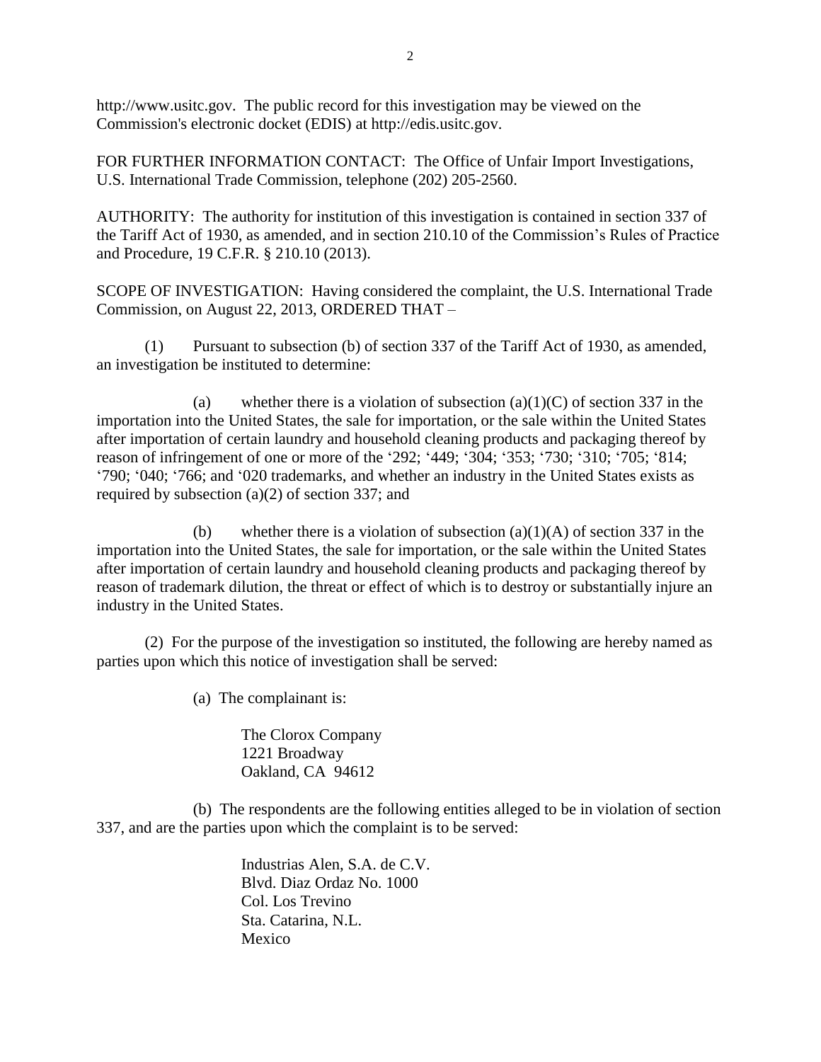http://www.usitc.gov. The public record for this investigation may be viewed on the Commission's electronic docket (EDIS) at http://edis.usitc.gov.

FOR FURTHER INFORMATION CONTACT: The Office of Unfair Import Investigations, U.S. International Trade Commission, telephone (202) 205-2560.

AUTHORITY: The authority for institution of this investigation is contained in section 337 of the Tariff Act of 1930, as amended, and in section 210.10 of the Commission's Rules of Practice and Procedure, 19 C.F.R. § 210.10 (2013).

SCOPE OF INVESTIGATION: Having considered the complaint, the U.S. International Trade Commission, on August 22, 2013, ORDERED THAT –

(1) Pursuant to subsection (b) of section 337 of the Tariff Act of 1930, as amended, an investigation be instituted to determine:

(a) whether there is a violation of subsection (a)(1)(C) of section 337 in the importation into the United States, the sale for importation, or the sale within the United States after importation of certain laundry and household cleaning products and packaging thereof by reason of infringement of one or more of the '292; '449; '304; '353; '730; '310; '705; '814; '790; '040; '766; and '020 trademarks, and whether an industry in the United States exists as required by subsection (a)(2) of section 337; and

(b) whether there is a violation of subsection (a)(1)(A) of section 337 in the importation into the United States, the sale for importation, or the sale within the United States after importation of certain laundry and household cleaning products and packaging thereof by reason of trademark dilution, the threat or effect of which is to destroy or substantially injure an industry in the United States.

(2) For the purpose of the investigation so instituted, the following are hereby named as parties upon which this notice of investigation shall be served:

(a) The complainant is:

The Clorox Company
1221 Broadway
Oakland, CA 94612

(b) The respondents are the following entities alleged to be in violation of section 337, and are the parties upon which the complaint is to be served:

Industrias Alen, S.A. de C.V.
Blvd. Diaz Ordaz No. 1000
Col. Los Trevino
Sta. Catarina, N.L.
Mexico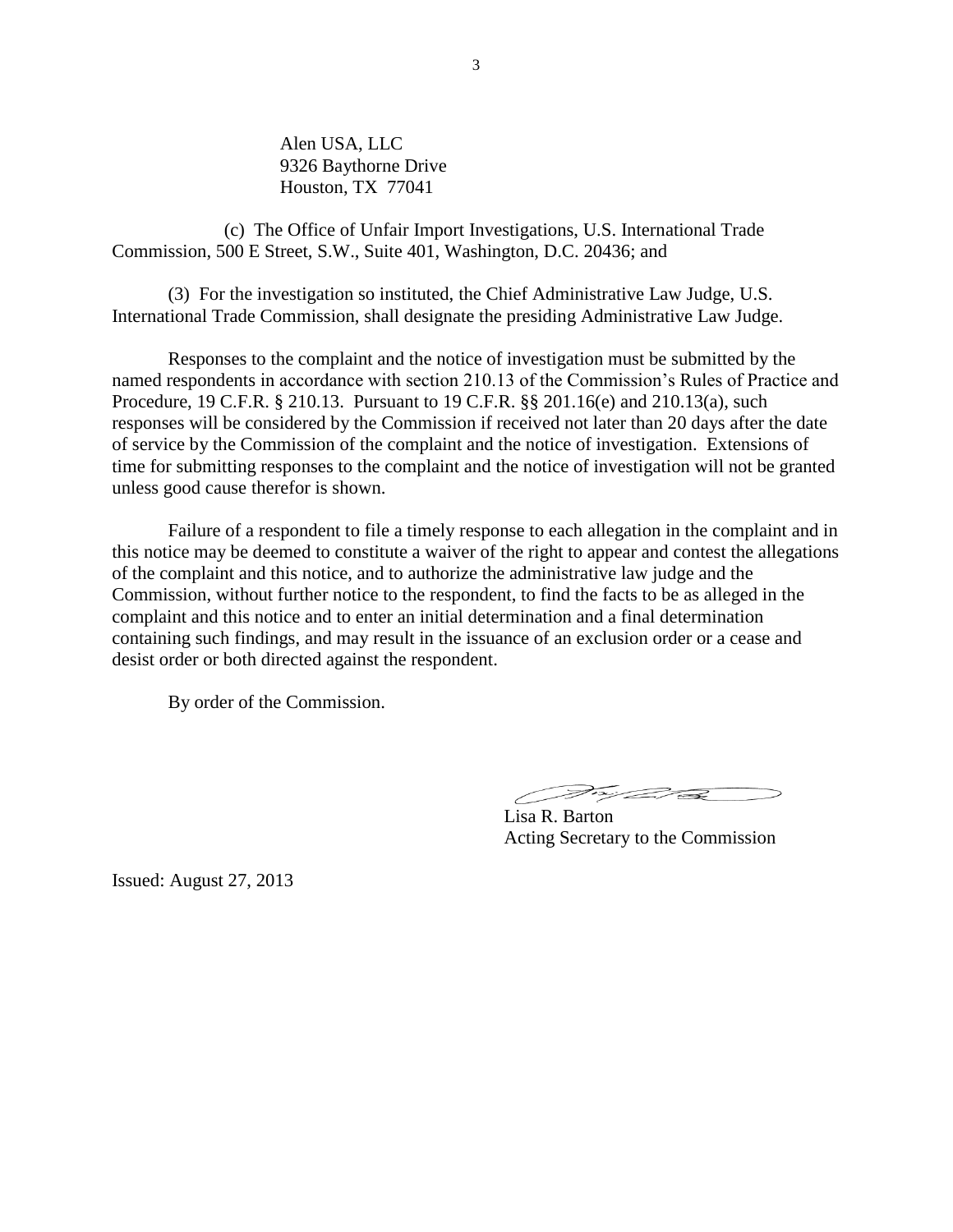Alen USA, LLC
9326 Baythorne Drive
Houston, TX 77041

(c) The Office of Unfair Import Investigations, U.S. International Trade Commission, 500 E Street, S.W., Suite 401, Washington, D.C. 20436; and

(3) For the investigation so instituted, the Chief Administrative Law Judge, U.S. International Trade Commission, shall designate the presiding Administrative Law Judge.

Responses to the complaint and the notice of investigation must be submitted by the named respondents in accordance with section 210.13 of the Commission's Rules of Practice and Procedure, 19 C.F.R. § 210.13. Pursuant to 19 C.F.R. §§ 201.16(e) and 210.13(a), such responses will be considered by the Commission if received not later than 20 days after the date of service by the Commission of the complaint and the notice of investigation. Extensions of time for submitting responses to the complaint and the notice of investigation will not be granted unless good cause therefor is shown.

Failure of a respondent to file a timely response to each allegation in the complaint and in this notice may be deemed to constitute a waiver of the right to appear and contest the allegations of the complaint and this notice, and to authorize the administrative law judge and the Commission, without further notice to the respondent, to find the facts to be as alleged in the complaint and this notice and to enter an initial determination and a final determination containing such findings, and may result in the issuance of an exclusion order or a cease and desist order or both directed against the respondent.

By order of the Commission.

Lisa R. Barton
Acting Secretary to the Commission

Issued: August 27, 2013